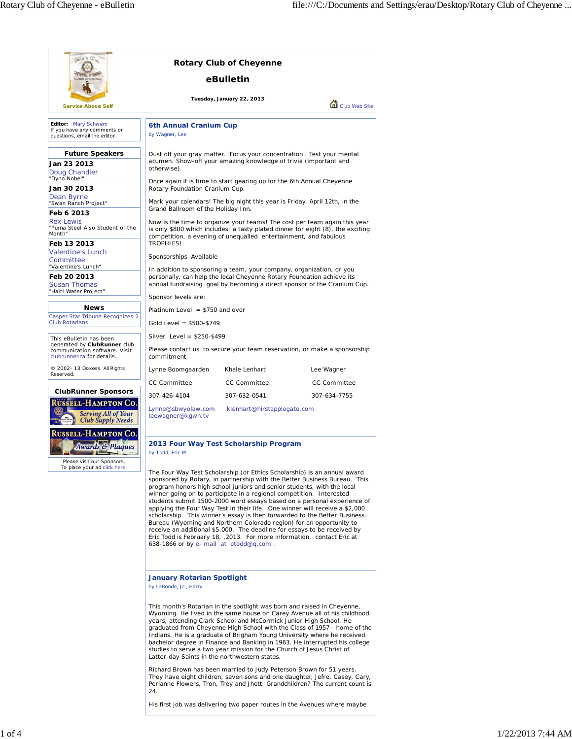# Rotary Club of Cheyenne

## eBulletin

Service Above Self

**Tuesday, January 22, 2013**

Club Web Site

**Editor:** Mary Schwem
If you have any comments or questions, email the editor.

### Future Speakers

**Jan 23 2013**
Doug Chandler
"Dyno Nobel"

**Jan 30 2013**
Dean Byrne
"Swan Ranch Project"

**Feb 6 2013**
Rex Lewis
"Puma Steel Also Student of the Month"

**Feb 13 2013**
Valentine's Lunch Committee
"Valentine's Lunch"

**Feb 20 2013**
Susan Thomas
"Haiti Water Project"

### News

Casper Star Tribune Recognizes 2 Club Rotarians

This eBulletin has been generated by **ClubRunner** club communication software. Visit clubrunner.ca for details.

© 2002- 13 Doxess. All Rights Reserved.

### ClubRunner Sponsors

Russell-Hampton Co. Serving All of Your Club Supply Needs

Russell-Hampton Co. Awards & Plaques

Please visit our Sponsors.
To place your ad click here.

## 6th Annual Cranium Cup

by Wagner, Lee

Dust off your gray matter. Focus your concentration . Test your mental acumen. Show-off your amazing knowledge of trivia (important and otherwise).

Once again it is time to start gearing up for the 6th Annual Cheyenne Rotary Foundation Cranium Cup.

Mark your calendars! The big night this year is Friday, April 12th, in the Grand Ballroom of the Holiday Inn.

Now is the time to organize your teams! The cost per team again this year is only $800 which includes: a tasty plated dinner for eight (8), the exciting competition, a evening of unequalled entertainment, and fabulous TROPHIES!

Sponsorships Available

In addition to sponsoring a team, your company, organization, or you personally, can help the local Cheyenne Rotary Foundation achieve its annual fundraising goal by becoming a direct sponsor of the Cranium Cup.

Sponsor levels are:

Platinum Level = $750 and over

Gold Level = $500-$749

Silver Level = $250-$499

Please contact us to secure your team reservation, or make a sponsorship commitment.

| Lynne Boomgaarden | Khale Lenhart | Lee Wagner |
|---|---|---|
| CC Committee | CC Committee | CC Committee |
| 307-426-4104 | 307-632-0541 | 307-634-7755 |

Lynne@sbwyolaw.com klenhart@hirstapplegate.com leewagner@kgwn.tv

## 2013 Four Way Test Scholarship Program

by Todd, Eric M.

The Four Way Test Scholarship (or Ethics Scholarship) is an annual award sponsored by Rotary, in partnership with the Better Business Bureau. This program honors high school juniors and senior students, with the local winner going on to participate in a regional competition. Interested students submit 1500-2000 word essays based on a personal experience of applying the Four Way Test in their life. One winner will receive a $2,000 scholarship. This winner's essay is then forwarded to the Better Business Bureau (Wyoming and Northern Colorado region) for an opportunity to receive an additional $5,000. The deadline for essays to be received by Eric Todd is February 18, ,2013. For more information, contact Eric at 638-1866 or by e- mail at etodd@q.com .

## January Rotarian Spotlight

by LaBonde, Jr., Harry

This month's Rotarian in the spotlight was born and raised in Cheyenne, Wyoming. He lived in the same house on Carey Avenue all of his childhood years, attending Clark School and McCormick Junior High School. He graduated from Cheyenne High School with the Class of 1957 - home of the Indians. He is a graduate of Brigham Young University where he received bachelor degree in Finance and Banking in 1963. He interrupted his college studies to serve a two year mission for the Church of Jesus Christ of Latter-day Saints in the northwestern states.

Richard Brown has been married to Judy Peterson Brown for 51 years. They have eight children, seven sons and one daughter, Jefre, Casey, Cary, Perianne Flowers, Tron, Trey and Jhett. Grandchildren? The current count is 24.

His first job was delivering two paper routes in the Avenues where maybe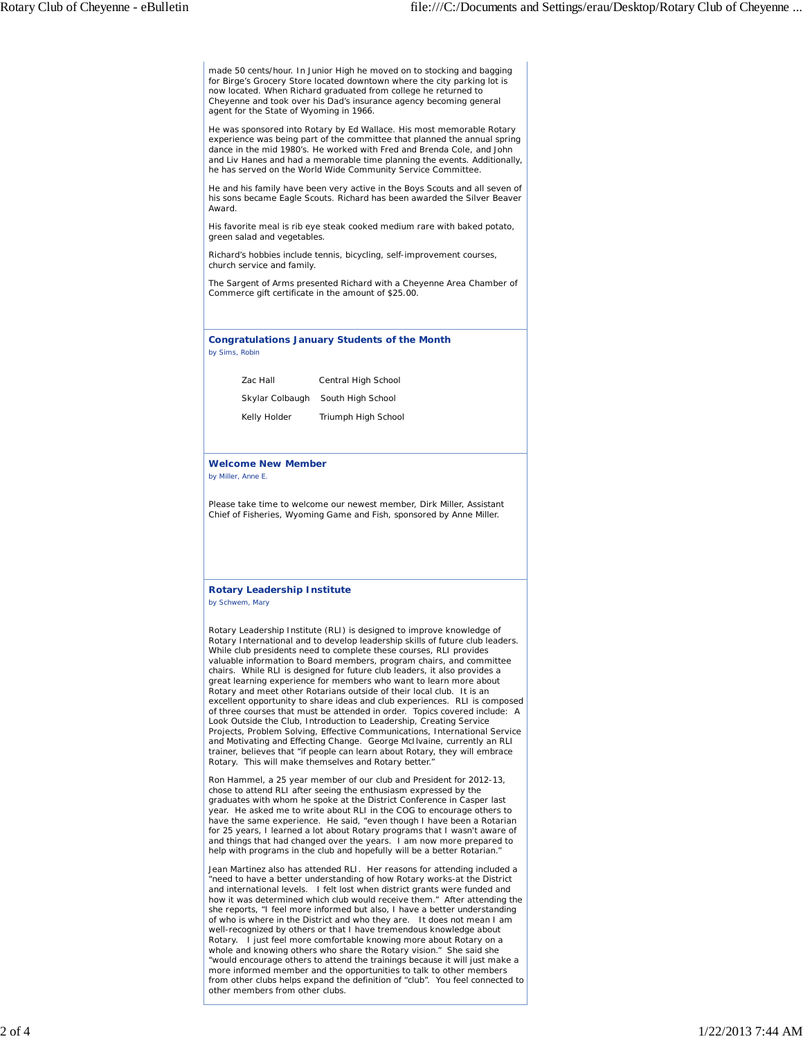made 50 cents/hour. In Junior High he moved on to stocking and bagging for Birge's Grocery Store located downtown where the city parking lot is now located. When Richard graduated from college he returned to Cheyenne and took over his Dad's insurance agency becoming general agent for the State of Wyoming in 1966.

He was sponsored into Rotary by Ed Wallace. His most memorable Rotary experience was being part of the committee that planned the annual spring dance in the mid 1980's. He worked with Fred and Brenda Cole, and John and Liv Hanes and had a memorable time planning the events. Additionally, he has served on the World Wide Community Service Committee.

He and his family have been very active in the Boys Scouts and all seven of his sons became Eagle Scouts. Richard has been awarded the Silver Beaver Award.

His favorite meal is rib eye steak cooked medium rare with baked potato, green salad and vegetables.

Richard's hobbies include tennis, bicycling, self-improvement courses, church service and family.

The Sargent of Arms presented Richard with a Cheyenne Area Chamber of Commerce gift certificate in the amount of $25.00.

## Congratulations January Students of the Month

by Sims, Robin

| | |
|---|---|
| Zac Hall | Central High School |
| Skylar Colbaugh | South High School |
| Kelly Holder | Triumph High School |

## Welcome New Member

by Miller, Anne E.

Please take time to welcome our newest member, Dirk Miller, Assistant Chief of Fisheries, Wyoming Game and Fish, sponsored by Anne Miller.

## Rotary Leadership Institute

by Schwem, Mary

Rotary Leadership Institute (RLI) is designed to improve knowledge of Rotary International and to develop leadership skills of future club leaders. While club presidents need to complete these courses, RLI provides valuable information to Board members, program chairs, and committee chairs. While RLI is designed for future club leaders, it also provides a great learning experience for members who want to learn more about Rotary and meet other Rotarians outside of their local club. It is an excellent opportunity to share ideas and club experiences. RLI is composed of three courses that must be attended in order. Topics covered include: A Look Outside the Club, Introduction to Leadership, Creating Service Projects, Problem Solving, Effective Communications, International Service and Motivating and Effecting Change. George McIlvaine, currently an RLI trainer, believes that "if people can learn about Rotary, they will embrace Rotary. This will make themselves and Rotary better."

Ron Hammel, a 25 year member of our club and President for 2012-13, chose to attend RLI after seeing the enthusiasm expressed by the graduates with whom he spoke at the District Conference in Casper last year. He asked me to write about RLI in the COG to encourage others to have the same experience. He said, "even though I have been a Rotarian for 25 years, I learned a lot about Rotary programs that I wasn't aware of and things that had changed over the years. I am now more prepared to help with programs in the club and hopefully will be a better Rotarian."

Jean Martinez also has attended RLI. Her reasons for attending included a "need to have a better understanding of how Rotary works-at the District and international levels. I felt lost when district grants were funded and how it was determined which club would receive them." After attending the she reports, "I feel more informed but also, I have a better understanding of who is where in the District and who they are. It does not mean I am well-recognized by others or that I have tremendous knowledge about Rotary. I just feel more comfortable knowing more about Rotary on a whole and knowing others who share the Rotary vision." She said she "would encourage others to attend the trainings because it will just make a more informed member and the opportunities to talk to other members from other clubs helps expand the definition of "club". You feel connected to other members from other clubs.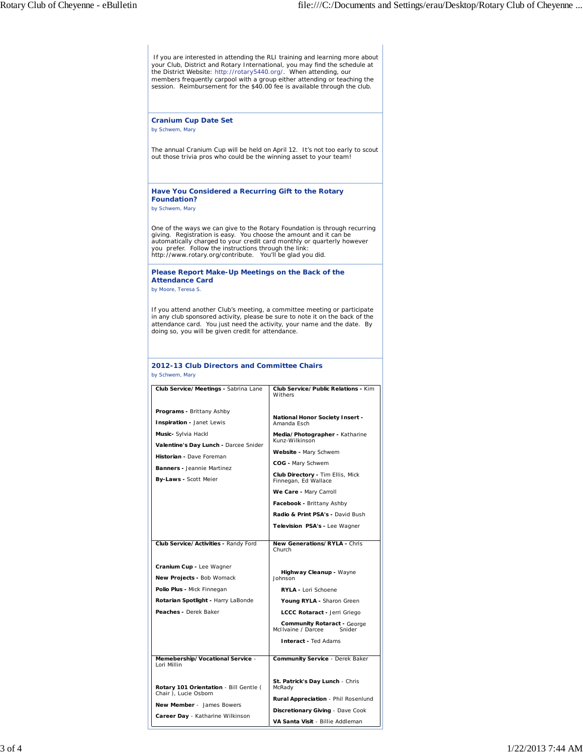If you are interested in attending the RLI training and learning more about your Club, District and Rotary International, you may find the schedule at the District Website: http://rotary5440.org/. When attending, our members frequently carpool with a group either attending or teaching the session. Reimbursement for the $40.00 fee is available through the club.

### Cranium Cup Date Set

by Schwem, Mary

The annual Cranium Cup will be held on April 12. It's not too early to scout out those trivia pros who could be the winning asset to your team!

### Have You Considered a Recurring Gift to the Rotary Foundation?

by Schwem, Mary

One of the ways we can give to the Rotary Foundation is through recurring giving. Registration is easy. You choose the amount and it can be automatically charged to your credit card monthly or quarterly however you prefer. Follow the instructions through the link: http://www.rotary.org/contribute. You'll be glad you did.

### Please Report Make-Up Meetings on the Back of the Attendance Card

by Moore, Teresa S.

If you attend another Club's meeting, a committee meeting or participate in any club sponsored activity, please be sure to note it on the back of the attendance card. You just need the activity, your name and the date. By doing so, you will be given credit for attendance.

### 2012-13 Club Directors and Committee Chairs

by Schwem, Mary

| | |
|---|---|
| **Club Service/Meetings -** Sabrina Lane<br><br>**Programs -** Brittany Ashby<br>**Inspiration -** Janet Lewis<br>**Music-** Sylvia Hackl<br>**Valentine's Day Lunch -** Darcee Snider<br>**Historian -** Dave Foreman<br>**Banners -** Jeannie Martinez<br>**By-Laws -** Scott Meier | **Club Service/Public Relations -** Kim Withers<br><br>**National Honor Society Insert -** Amanda Esch<br>**Media/Photographer -** Katharine Kunz-Wilkinson<br>**Website -** Mary Schwem<br>**COG -** Mary Schwem<br>**Club Directory -** Tim Ellis, Mick Finnegan, Ed Wallace<br>**We Care -** Mary Carroll<br>**Facebook -** Brittany Ashby<br>**Radio & Print PSA's -** David Bush<br>**Television PSA's -** Lee Wagner |
| **Club Service/Activities -** Randy Ford<br><br>**Cranium Cup -** Lee Wagner<br>**New Projects -** Bob Womack<br>**Polio Plus -** Mick Finnegan<br>**Rotarian Spotlight -** Harry LaBonde<br>**Peaches -** Derek Baker | **New Generations/RYLA -** Chris Church<br><br>**Highway Cleanup -** Wayne Johnson<br>**RYLA -** Lori Schoene<br>**Young RYLA -** Sharon Green<br>**LCCC Rotaract -** Jerri Griego<br>**Community Rotaract -** George McIlvaine / Darcee Snider<br>**Interact -** Ted Adams |
| **Memebership/Vocational Service** - Lori Millin<br><br>**Rotary 101 Orientation** - Bill Gentle ( Chair ), Lucie Osborn<br>**New Member** - James Bowers<br>**Career Day** - Katharine Wilkinson | **Community Service** - Derek Baker<br><br>**St. Patrick's Day Lunch** - Chris McRady<br>**Rural Appreciation** - Phil Rosenlund<br>**Discretionary Giving** - Dave Cook<br>**VA Santa Visit** - Billie Addleman |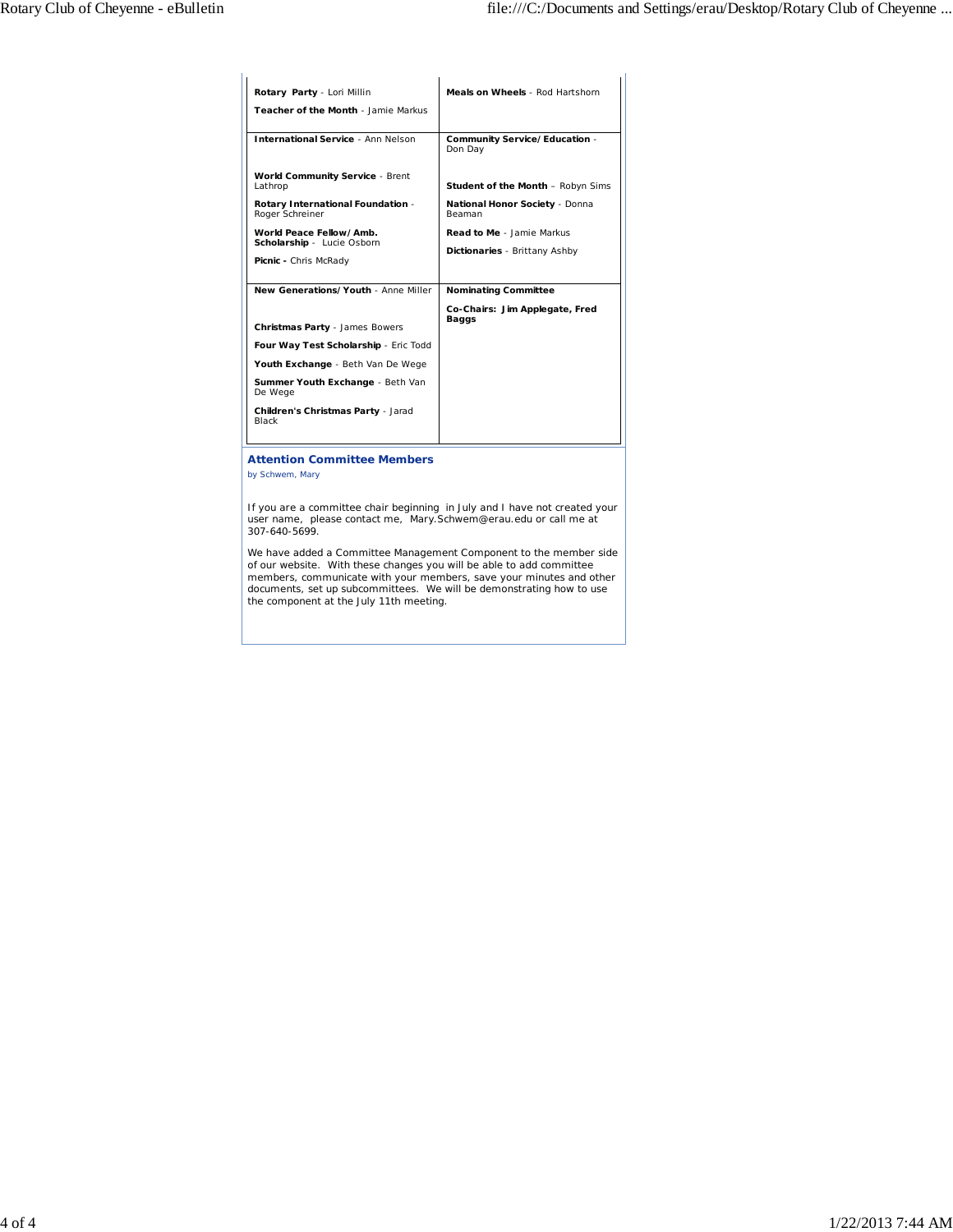| | |
|---|---|
| **Rotary Party** - Lori Millin<br><br>**Teacher of the Month** - Jamie Markus | **Meals on Wheels** - Rod Hartshorn |
| **International Service** - Ann Nelson<br><br>**World Community Service** - Brent Lathrop<br><br>**Rotary International Foundation** - Roger Schreiner<br><br>**World Peace Fellow/Amb. Scholarship** - Lucie Osborn<br><br>**Picnic -** Chris McRady | **Community Service/Education** - Don Day<br><br>**Student of the Month** – Robyn Sims<br><br>**National Honor Society** - Donna Beaman<br><br>**Read to Me** - Jamie Markus<br><br>**Dictionaries** - Brittany Ashby |
| **New Generations/Youth** - Anne Miller<br><br>**Christmas Party** - James Bowers<br><br>**Four Way Test Scholarship** - Eric Todd<br><br>**Youth Exchange** - Beth Van De Wege<br><br>**Summer Youth Exchange** - Beth Van De Wege<br><br>**Children's Christmas Party** - Jarad Black | **Nominating Committee**<br><br>**Co-Chairs: Jim Applegate, Fred Baggs** |

## Attention Committee Members

by Schwem, Mary

If you are a committee chair beginning in July and I have not created your user name, please contact me, Mary.Schwem@erau.edu or call me at 307-640-5699.

We have added a Committee Management Component to the member side of our website. With these changes you will be able to add committee members, communicate with your members, save your minutes and other documents, set up subcommittees. We will be demonstrating how to use the component at the July 11th meeting.